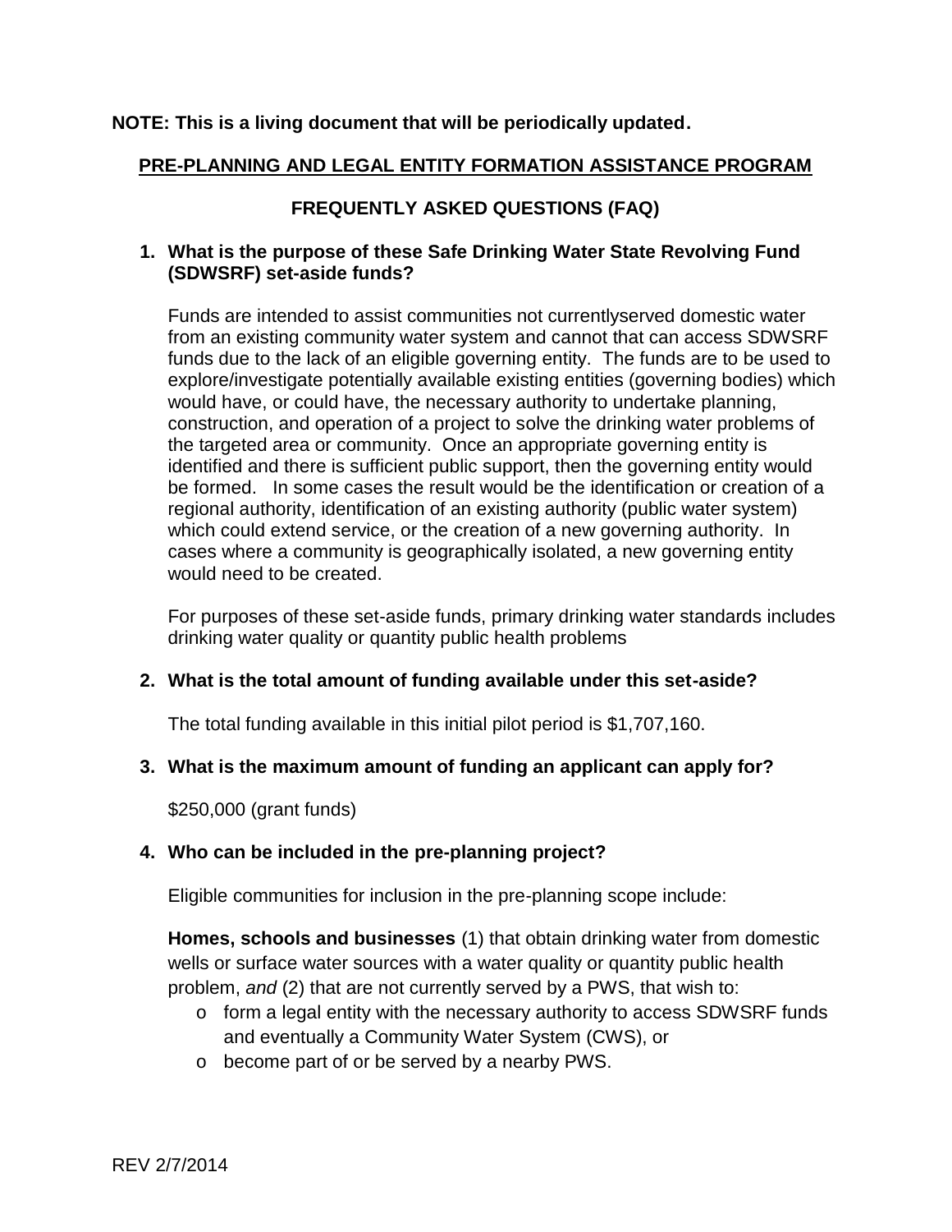**NOTE: This is a living document that will be periodically updated.**

## PRE-PLANNING AND LEGAL ENTITY FORMATION ASSISTANCE PROGRAM

## FREQUENTLY ASKED QUESTIONS (FAQ)

### 1. What is the purpose of these Safe Drinking Water State Revolving Fund (SDWSRF) set-aside funds?

Funds are intended to assist communities not currentlyserved domestic water from an existing community water system and cannot that can access SDWSRF funds due to the lack of an eligible governing entity. The funds are to be used to explore/investigate potentially available existing entities (governing bodies) which would have, or could have, the necessary authority to undertake planning, construction, and operation of a project to solve the drinking water problems of the targeted area or community. Once an appropriate governing entity is identified and there is sufficient public support, then the governing entity would be formed. In some cases the result would be the identification or creation of a regional authority, identification of an existing authority (public water system) which could extend service, or the creation of a new governing authority. In cases where a community is geographically isolated, a new governing entity would need to be created.

For purposes of these set-aside funds, primary drinking water standards includes drinking water quality or quantity public health problems

### 2. What is the total amount of funding available under this set-aside?

The total funding available in this initial pilot period is $1,707,160.

### 3. What is the maximum amount of funding an applicant can apply for?

$250,000 (grant funds)

### 4. Who can be included in the pre-planning project?

Eligible communities for inclusion in the pre-planning scope include:

**Homes, schools and businesses** (1) that obtain drinking water from domestic wells or surface water sources with a water quality or quantity public health problem, *and* (2) that are not currently served by a PWS, that wish to:

- form a legal entity with the necessary authority to access SDWSRF funds and eventually a Community Water System (CWS), or
- become part of or be served by a nearby PWS.

REV 2/7/2014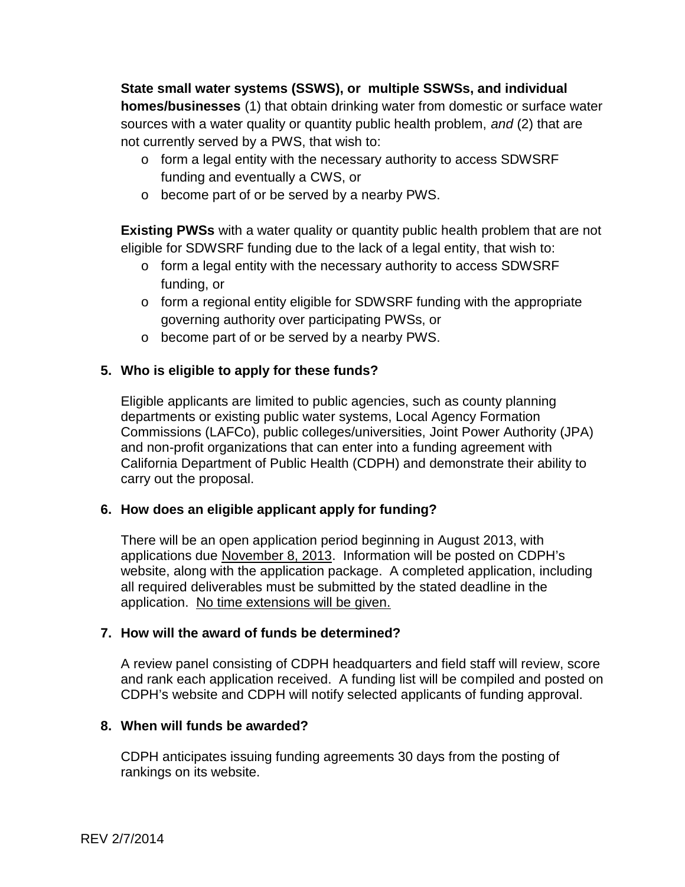**State small water systems (SSWS), or multiple SSWSs, and individual homes/businesses** (1) that obtain drinking water from domestic or surface water sources with a water quality or quantity public health problem, *and* (2) that are not currently served by a PWS, that wish to:

- form a legal entity with the necessary authority to access SDWSRF funding and eventually a CWS, or
- become part of or be served by a nearby PWS.

**Existing PWSs** with a water quality or quantity public health problem that are not eligible for SDWSRF funding due to the lack of a legal entity, that wish to:

- form a legal entity with the necessary authority to access SDWSRF funding, or
- form a regional entity eligible for SDWSRF funding with the appropriate governing authority over participating PWSs, or
- become part of or be served by a nearby PWS.

**5. Who is eligible to apply for these funds?**

Eligible applicants are limited to public agencies, such as county planning departments or existing public water systems, Local Agency Formation Commissions (LAFCo), public colleges/universities, Joint Power Authority (JPA) and non-profit organizations that can enter into a funding agreement with California Department of Public Health (CDPH) and demonstrate their ability to carry out the proposal.

**6. How does an eligible applicant apply for funding?**

There will be an open application period beginning in August 2013, with applications due November 8, 2013. Information will be posted on CDPH's website, along with the application package. A completed application, including all required deliverables must be submitted by the stated deadline in the application. No time extensions will be given.

**7. How will the award of funds be determined?**

A review panel consisting of CDPH headquarters and field staff will review, score and rank each application received. A funding list will be compiled and posted on CDPH's website and CDPH will notify selected applicants of funding approval.

**8. When will funds be awarded?**

CDPH anticipates issuing funding agreements 30 days from the posting of rankings on its website.

REV 2/7/2014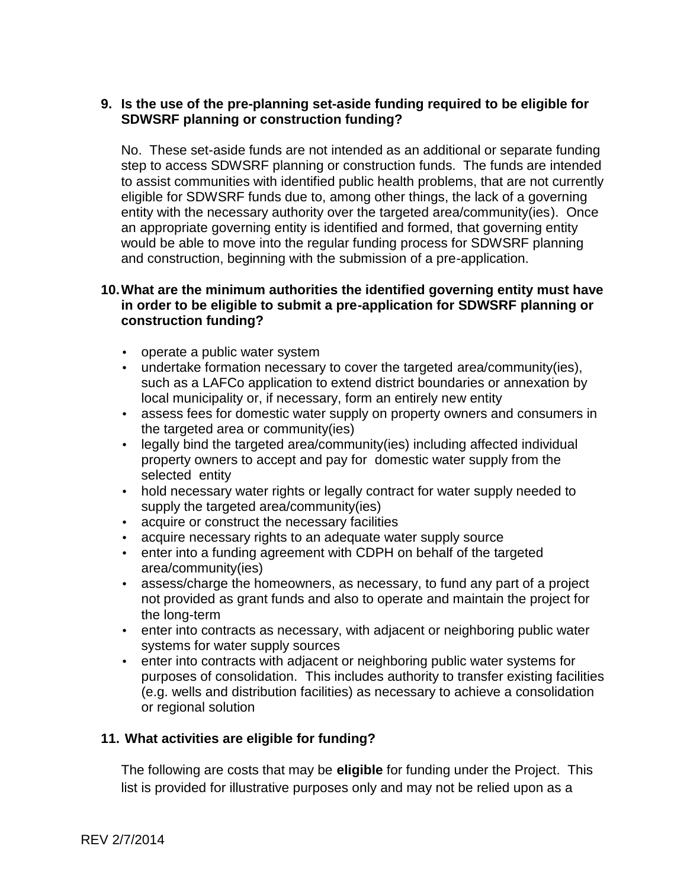**9. Is the use of the pre-planning set-aside funding required to be eligible for SDWSRF planning or construction funding?**

No. These set-aside funds are not intended as an additional or separate funding step to access SDWSRF planning or construction funds. The funds are intended to assist communities with identified public health problems, that are not currently eligible for SDWSRF funds due to, among other things, the lack of a governing entity with the necessary authority over the targeted area/community(ies). Once an appropriate governing entity is identified and formed, that governing entity would be able to move into the regular funding process for SDWSRF planning and construction, beginning with the submission of a pre-application.

**10. What are the minimum authorities the identified governing entity must have in order to be eligible to submit a pre-application for SDWSRF planning or construction funding?**

- operate a public water system
- undertake formation necessary to cover the targeted area/community(ies), such as a LAFCo application to extend district boundaries or annexation by local municipality or, if necessary, form an entirely new entity
- assess fees for domestic water supply on property owners and consumers in the targeted area or community(ies)
- legally bind the targeted area/community(ies) including affected individual property owners to accept and pay for domestic water supply from the selected entity
- hold necessary water rights or legally contract for water supply needed to supply the targeted area/community(ies)
- acquire or construct the necessary facilities
- acquire necessary rights to an adequate water supply source
- enter into a funding agreement with CDPH on behalf of the targeted area/community(ies)
- assess/charge the homeowners, as necessary, to fund any part of a project not provided as grant funds and also to operate and maintain the project for the long-term
- enter into contracts as necessary, with adjacent or neighboring public water systems for water supply sources
- enter into contracts with adjacent or neighboring public water systems for purposes of consolidation. This includes authority to transfer existing facilities (e.g. wells and distribution facilities) as necessary to achieve a consolidation or regional solution

**11. What activities are eligible for funding?**

The following are costs that may be **eligible** for funding under the Project. This list is provided for illustrative purposes only and may not be relied upon as a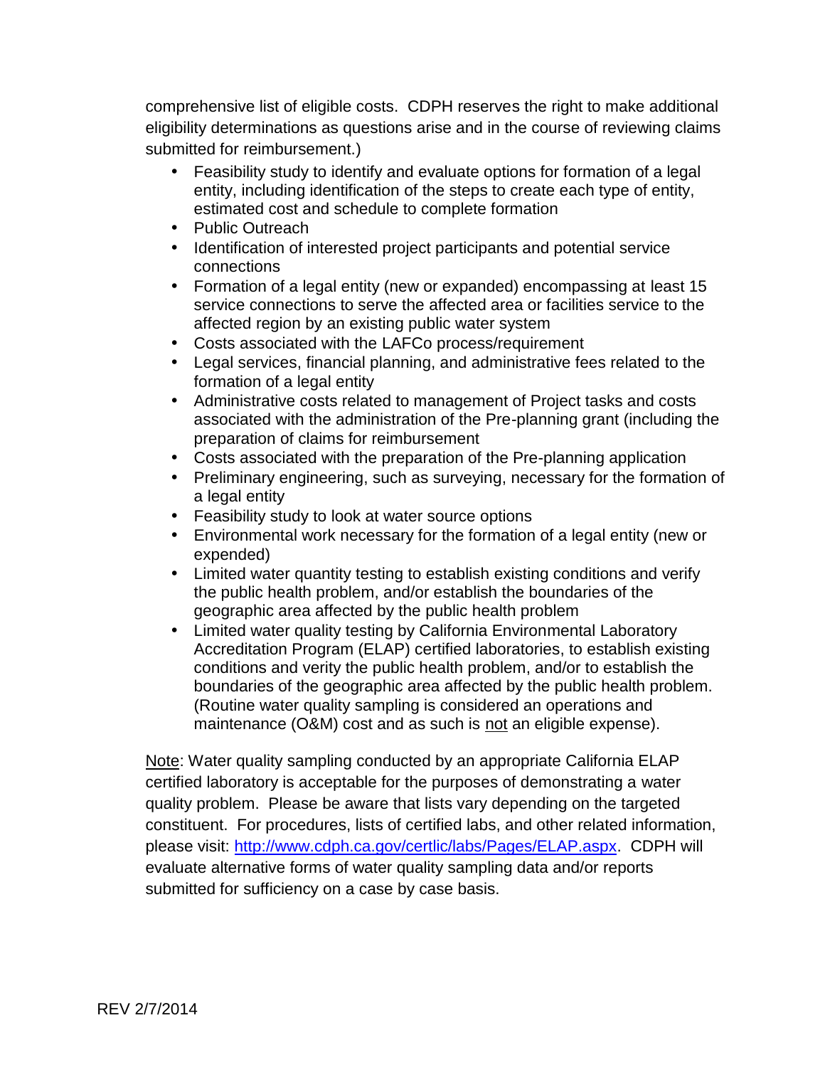comprehensive list of eligible costs. CDPH reserves the right to make additional eligibility determinations as questions arise and in the course of reviewing claims submitted for reimbursement.)

- Feasibility study to identify and evaluate options for formation of a legal entity, including identification of the steps to create each type of entity, estimated cost and schedule to complete formation
- Public Outreach
- Identification of interested project participants and potential service connections
- Formation of a legal entity (new or expanded) encompassing at least 15 service connections to serve the affected area or facilities service to the affected region by an existing public water system
- Costs associated with the LAFCo process/requirement
- Legal services, financial planning, and administrative fees related to the formation of a legal entity
- Administrative costs related to management of Project tasks and costs associated with the administration of the Pre-planning grant (including the preparation of claims for reimbursement
- Costs associated with the preparation of the Pre-planning application
- Preliminary engineering, such as surveying, necessary for the formation of a legal entity
- Feasibility study to look at water source options
- Environmental work necessary for the formation of a legal entity (new or expended)
- Limited water quantity testing to establish existing conditions and verify the public health problem, and/or establish the boundaries of the geographic area affected by the public health problem
- Limited water quality testing by California Environmental Laboratory Accreditation Program (ELAP) certified laboratories, to establish existing conditions and verity the public health problem, and/or to establish the boundaries of the geographic area affected by the public health problem. (Routine water quality sampling is considered an operations and maintenance (O&M) cost and as such is <u>not</u> an eligible expense).

<u>Note</u>: Water quality sampling conducted by an appropriate California ELAP certified laboratory is acceptable for the purposes of demonstrating a water quality problem. Please be aware that lists vary depending on the targeted constituent. For procedures, lists of certified labs, and other related information, please visit: [http://www.cdph.ca.gov/certlic/labs/Pages/ELAP.aspx](http://www.cdph.ca.gov/certlic/labs/Pages/ELAP.aspx). CDPH will evaluate alternative forms of water quality sampling data and/or reports submitted for sufficiency on a case by case basis.

REV 2/7/2014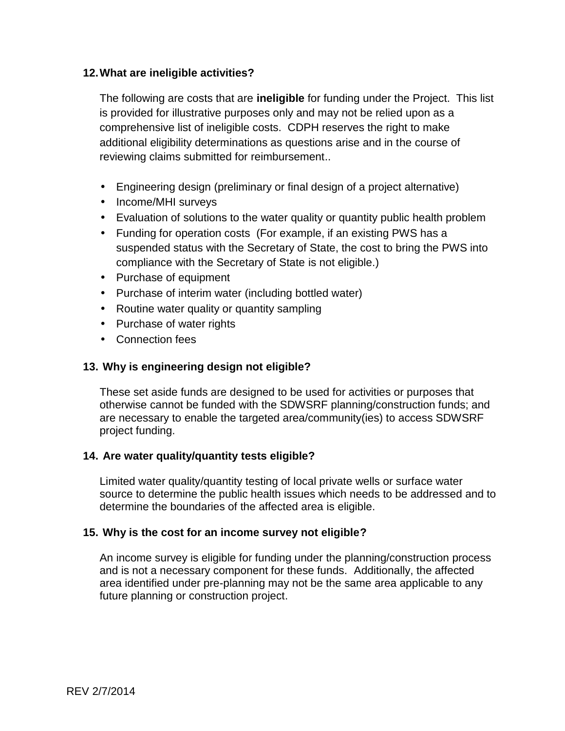**12. What are ineligible activities?**

The following are costs that are **ineligible** for funding under the Project. This list is provided for illustrative purposes only and may not be relied upon as a comprehensive list of ineligible costs. CDPH reserves the right to make additional eligibility determinations as questions arise and in the course of reviewing claims submitted for reimbursement..

- Engineering design (preliminary or final design of a project alternative)
- Income/MHI surveys
- Evaluation of solutions to the water quality or quantity public health problem
- Funding for operation costs (For example, if an existing PWS has a suspended status with the Secretary of State, the cost to bring the PWS into compliance with the Secretary of State is not eligible.)
- Purchase of equipment
- Purchase of interim water (including bottled water)
- Routine water quality or quantity sampling
- Purchase of water rights
- Connection fees

**13. Why is engineering design not eligible?**

These set aside funds are designed to be used for activities or purposes that otherwise cannot be funded with the SDWSRF planning/construction funds; and are necessary to enable the targeted area/community(ies) to access SDWSRF project funding.

**14. Are water quality/quantity tests eligible?**

Limited water quality/quantity testing of local private wells or surface water source to determine the public health issues which needs to be addressed and to determine the boundaries of the affected area is eligible.

**15. Why is the cost for an income survey not eligible?**

An income survey is eligible for funding under the planning/construction process and is not a necessary component for these funds. Additionally, the affected area identified under pre-planning may not be the same area applicable to any future planning or construction project.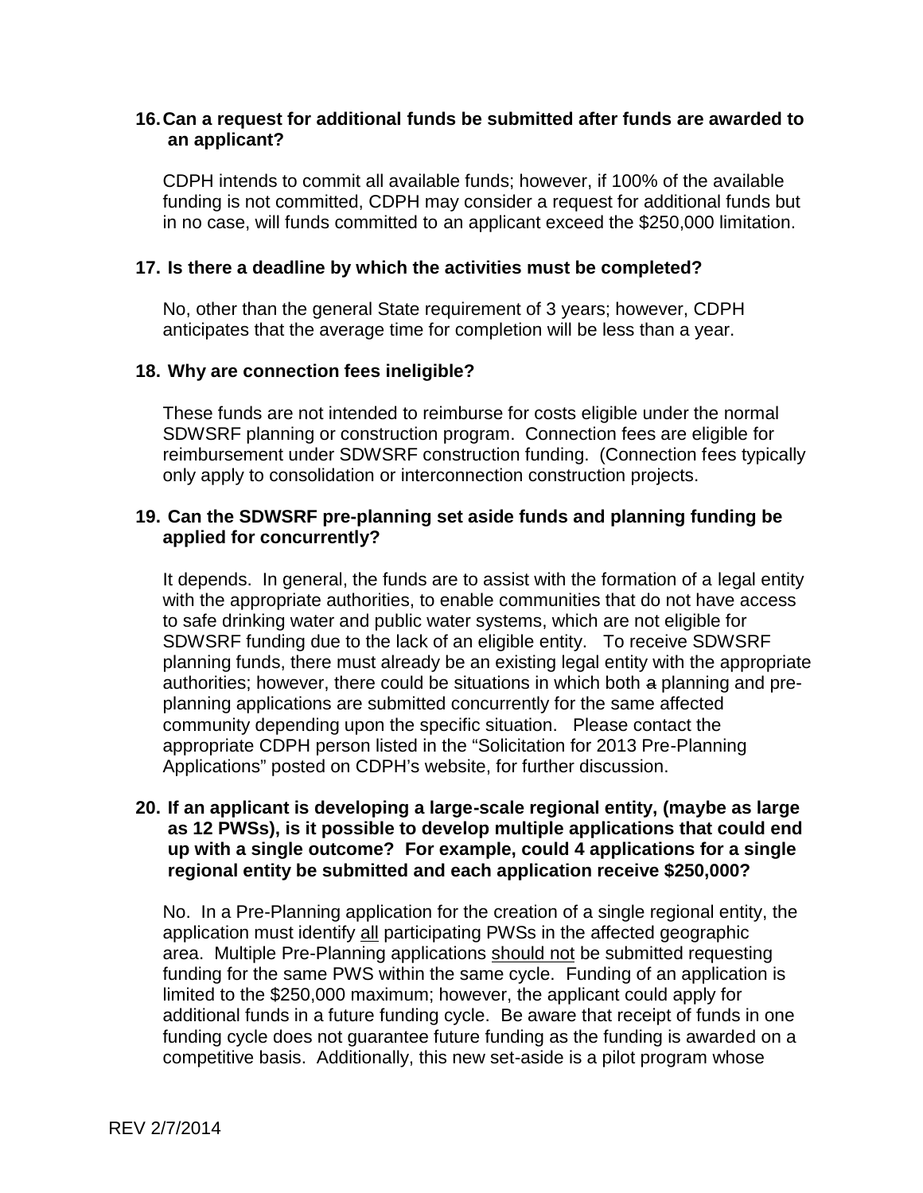**16. Can a request for additional funds be submitted after funds are awarded to an applicant?**

CDPH intends to commit all available funds; however, if 100% of the available funding is not committed, CDPH may consider a request for additional funds but in no case, will funds committed to an applicant exceed the $250,000 limitation.

**17. Is there a deadline by which the activities must be completed?**

No, other than the general State requirement of 3 years; however, CDPH anticipates that the average time for completion will be less than a year.

**18. Why are connection fees ineligible?**

These funds are not intended to reimburse for costs eligible under the normal SDWSRF planning or construction program. Connection fees are eligible for reimbursement under SDWSRF construction funding. (Connection fees typically only apply to consolidation or interconnection construction projects.

**19. Can the SDWSRF pre-planning set aside funds and planning funding be applied for concurrently?**

It depends. In general, the funds are to assist with the formation of a legal entity with the appropriate authorities, to enable communities that do not have access to safe drinking water and public water systems, which are not eligible for SDWSRF funding due to the lack of an eligible entity. To receive SDWSRF planning funds, there must already be an existing legal entity with the appropriate authorities; however, there could be situations in which both ~~a~~ planning and pre-planning applications are submitted concurrently for the same affected community depending upon the specific situation. Please contact the appropriate CDPH person listed in the "Solicitation for 2013 Pre-Planning Applications" posted on CDPH's website, for further discussion.

**20. If an applicant is developing a large-scale regional entity, (maybe as large as 12 PWSs), is it possible to develop multiple applications that could end up with a single outcome? For example, could 4 applications for a single regional entity be submitted and each application receive $250,000?**

No. In a Pre-Planning application for the creation of a single regional entity, the application must identify <u>all</u> participating PWSs in the affected geographic area. Multiple Pre-Planning applications <u>should not</u> be submitted requesting funding for the same PWS within the same cycle. Funding of an application is limited to the $250,000 maximum; however, the applicant could apply for additional funds in a future funding cycle. Be aware that receipt of funds in one funding cycle does not guarantee future funding as the funding is awarded on a competitive basis. Additionally, this new set-aside is a pilot program whose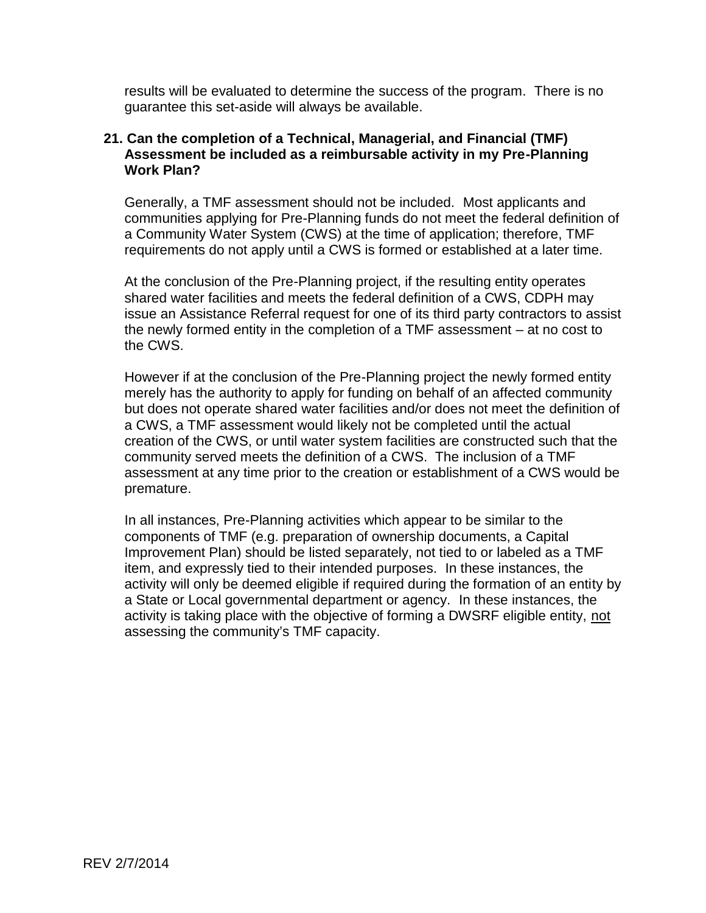results will be evaluated to determine the success of the program. There is no guarantee this set-aside will always be available.

**21. Can the completion of a Technical, Managerial, and Financial (TMF) Assessment be included as a reimbursable activity in my Pre-Planning Work Plan?**

Generally, a TMF assessment should not be included. Most applicants and communities applying for Pre-Planning funds do not meet the federal definition of a Community Water System (CWS) at the time of application; therefore, TMF requirements do not apply until a CWS is formed or established at a later time.

At the conclusion of the Pre-Planning project, if the resulting entity operates shared water facilities and meets the federal definition of a CWS, CDPH may issue an Assistance Referral request for one of its third party contractors to assist the newly formed entity in the completion of a TMF assessment – at no cost to the CWS.

However if at the conclusion of the Pre-Planning project the newly formed entity merely has the authority to apply for funding on behalf of an affected community but does not operate shared water facilities and/or does not meet the definition of a CWS, a TMF assessment would likely not be completed until the actual creation of the CWS, or until water system facilities are constructed such that the community served meets the definition of a CWS. The inclusion of a TMF assessment at any time prior to the creation or establishment of a CWS would be premature.

In all instances, Pre-Planning activities which appear to be similar to the components of TMF (e.g. preparation of ownership documents, a Capital Improvement Plan) should be listed separately, not tied to or labeled as a TMF item, and expressly tied to their intended purposes. In these instances, the activity will only be deemed eligible if required during the formation of an entity by a State or Local governmental department or agency. In these instances, the activity is taking place with the objective of forming a DWSRF eligible entity, not assessing the community's TMF capacity.

REV 2/7/2014